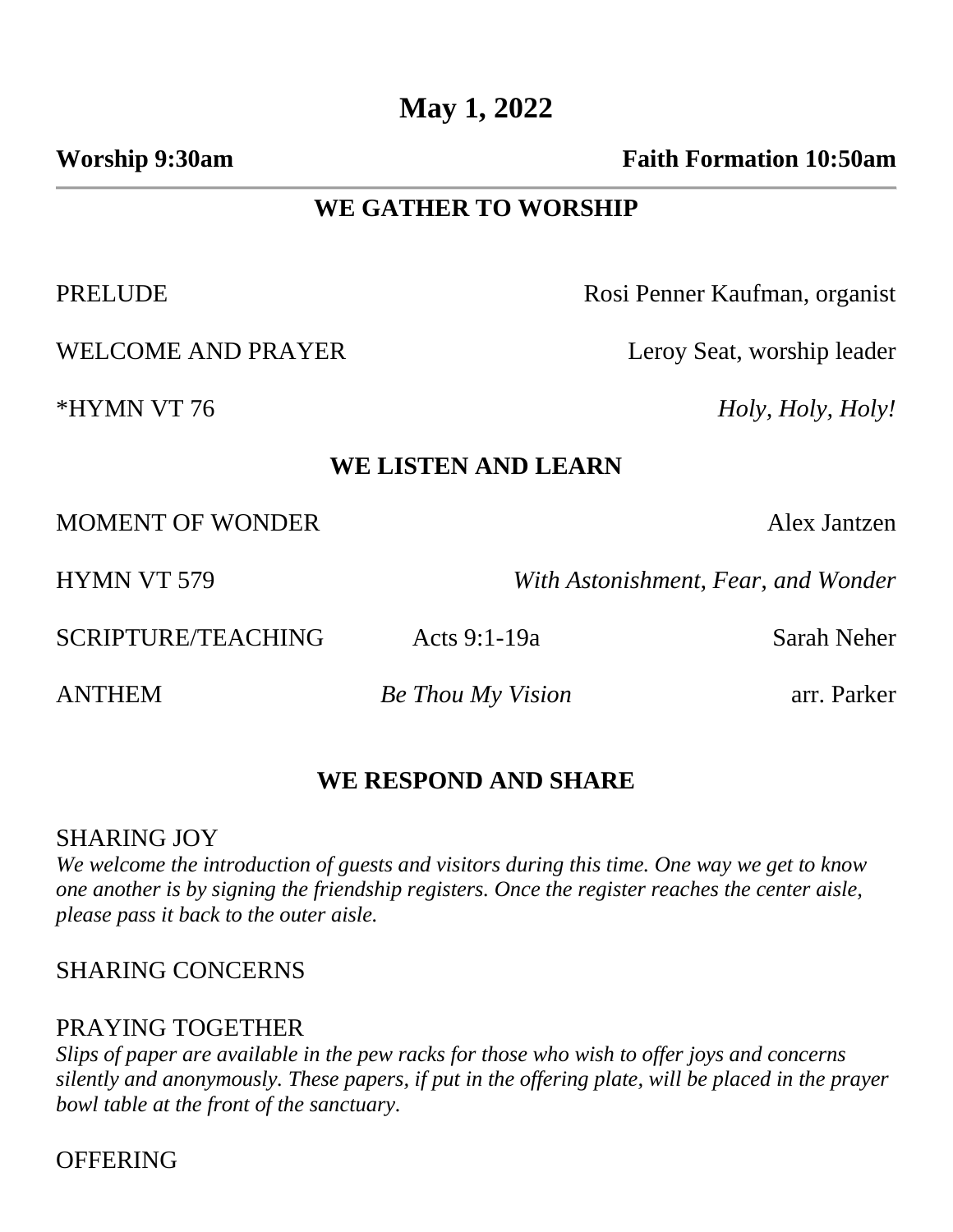# May 1, 2022

**Worship 9:30am** **Faith Formation 10:50am**

---

## WE GATHER TO WORSHIP

PRELUDE Rosi Penner Kaufman, organist

WELCOME AND PRAYER Leroy Seat, worship leader

*HYMN VT 76 *Holy, Holy, Holy!*

## WE LISTEN AND LEARN

MOMENT OF WONDER Alex Jantzen

HYMN VT 579 *With Astonishment, Fear, and Wonder*

SCRIPTURE/TEACHING Acts 9:1-19a Sarah Neher

ANTHEM *Be Thou My Vision* arr. Parker

## WE RESPOND AND SHARE

SHARING JOY
*We welcome the introduction of guests and visitors during this time. One way we get to know one another is by signing the friendship registers. Once the register reaches the center aisle, please pass it back to the outer aisle.*

SHARING CONCERNS

PRAYING TOGETHER
*Slips of paper are available in the pew racks for those who wish to offer joys and concerns silently and anonymously. These papers, if put in the offering plate, will be placed in the prayer bowl table at the front of the sanctuary.*

OFFERING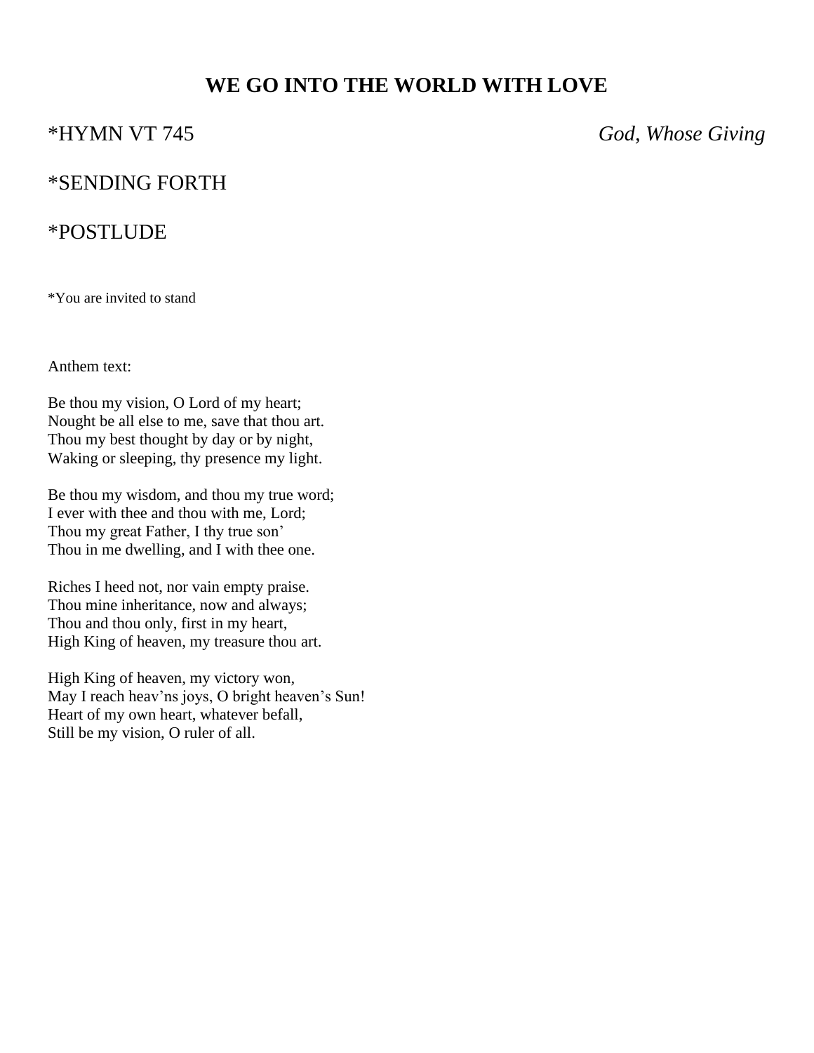## WE GO INTO THE WORLD WITH LOVE

*HYMN VT 745 *God, Whose Giving*

*SENDING FORTH

*POSTLUDE

*You are invited to stand

Anthem text:

Be thou my vision, O Lord of my heart;  
Nought be all else to me, save that thou art.  
Thou my best thought by day or by night,  
Waking or sleeping, thy presence my light.

Be thou my wisdom, and thou my true word;  
I ever with thee and thou with me, Lord;  
Thou my great Father, I thy true son'  
Thou in me dwelling, and I with thee one.

Riches I heed not, nor vain empty praise.  
Thou mine inheritance, now and always;  
Thou and thou only, first in my heart,  
High King of heaven, my treasure thou art.

High King of heaven, my victory won,  
May I reach heav'ns joys, O bright heaven's Sun!  
Heart of my own heart, whatever befall,  
Still be my vision, O ruler of all.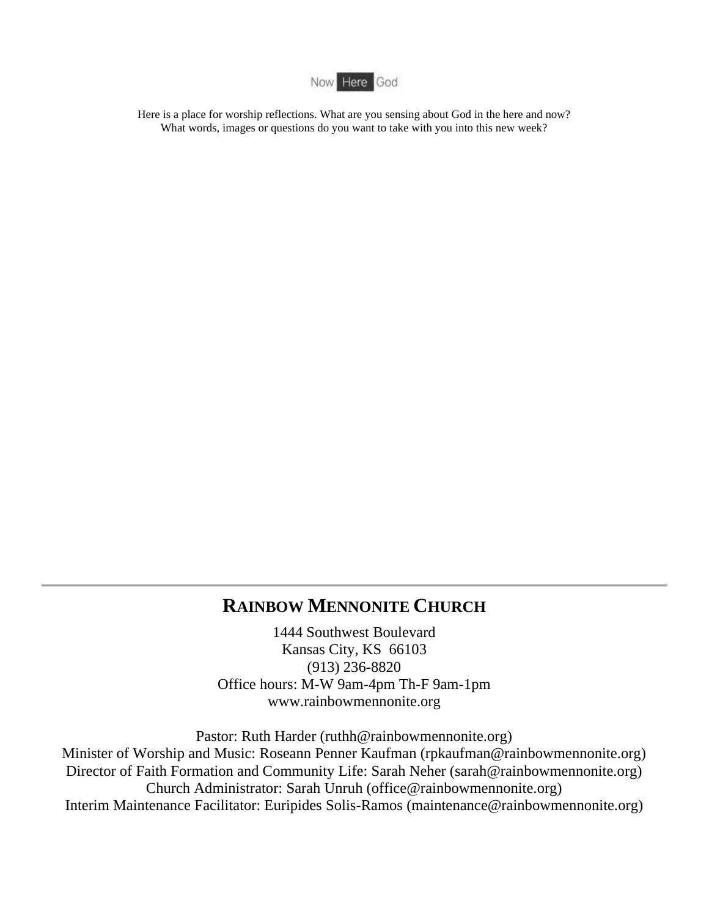Now Here God

Here is a place for worship reflections. What are you sensing about God in the here and now?
What words, images or questions do you want to take with you into this new week?

---

## RAINBOW MENNONITE CHURCH

1444 Southwest Boulevard
Kansas City, KS 66103
(913) 236-8820
Office hours: M-W 9am-4pm Th-F 9am-1pm
www.rainbowmennonite.org

Pastor: Ruth Harder (ruthh@rainbowmennonite.org)
Minister of Worship and Music: Roseann Penner Kaufman (rpkaufman@rainbowmennonite.org)
Director of Faith Formation and Community Life: Sarah Neher (sarah@rainbowmennonite.org)
Church Administrator: Sarah Unruh (office@rainbowmennonite.org)
Interim Maintenance Facilitator: Euripides Solis-Ramos (maintenance@rainbowmennonite.org)